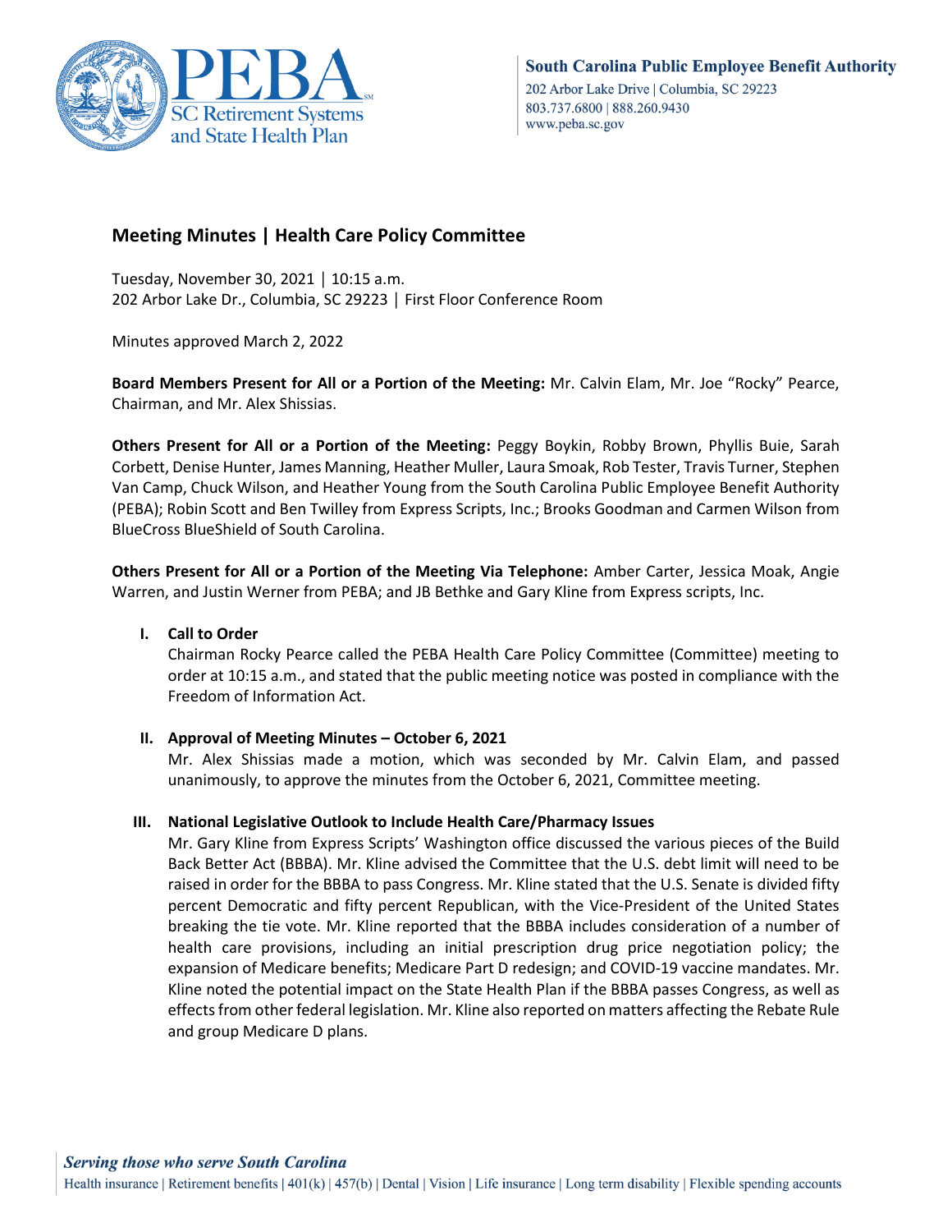South Carolina Public Employee Benefit Authority
202 Arbor Lake Drive | Columbia, SC 29223
803.737.6800 | 888.260.9430
www.peba.sc.gov

# Meeting Minutes | Health Care Policy Committee

Tuesday, November 30, 2021 | 10:15 a.m.
202 Arbor Lake Dr., Columbia, SC 29223 | First Floor Conference Room

Minutes approved March 2, 2022

**Board Members Present for All or a Portion of the Meeting:** Mr. Calvin Elam, Mr. Joe "Rocky" Pearce, Chairman, and Mr. Alex Shissias.

**Others Present for All or a Portion of the Meeting:** Peggy Boykin, Robby Brown, Phyllis Buie, Sarah Corbett, Denise Hunter, James Manning, Heather Muller, Laura Smoak, Rob Tester, Travis Turner, Stephen Van Camp, Chuck Wilson, and Heather Young from the South Carolina Public Employee Benefit Authority (PEBA); Robin Scott and Ben Twilley from Express Scripts, Inc.; Brooks Goodman and Carmen Wilson from BlueCross BlueShield of South Carolina.

**Others Present for All or a Portion of the Meeting Via Telephone:** Amber Carter, Jessica Moak, Angie Warren, and Justin Werner from PEBA; and JB Bethke and Gary Kline from Express scripts, Inc.

**I. Call to Order**

Chairman Rocky Pearce called the PEBA Health Care Policy Committee (Committee) meeting to order at 10:15 a.m., and stated that the public meeting notice was posted in compliance with the Freedom of Information Act.

**II. Approval of Meeting Minutes – October 6, 2021**

Mr. Alex Shissias made a motion, which was seconded by Mr. Calvin Elam, and passed unanimously, to approve the minutes from the October 6, 2021, Committee meeting.

**III. National Legislative Outlook to Include Health Care/Pharmacy Issues**

Mr. Gary Kline from Express Scripts' Washington office discussed the various pieces of the Build Back Better Act (BBBA). Mr. Kline advised the Committee that the U.S. debt limit will need to be raised in order for the BBBA to pass Congress. Mr. Kline stated that the U.S. Senate is divided fifty percent Democratic and fifty percent Republican, with the Vice-President of the United States breaking the tie vote. Mr. Kline reported that the BBBA includes consideration of a number of health care provisions, including an initial prescription drug price negotiation policy; the expansion of Medicare benefits; Medicare Part D redesign; and COVID-19 vaccine mandates. Mr. Kline noted the potential impact on the State Health Plan if the BBBA passes Congress, as well as effects from other federal legislation. Mr. Kline also reported on matters affecting the Rebate Rule and group Medicare D plans.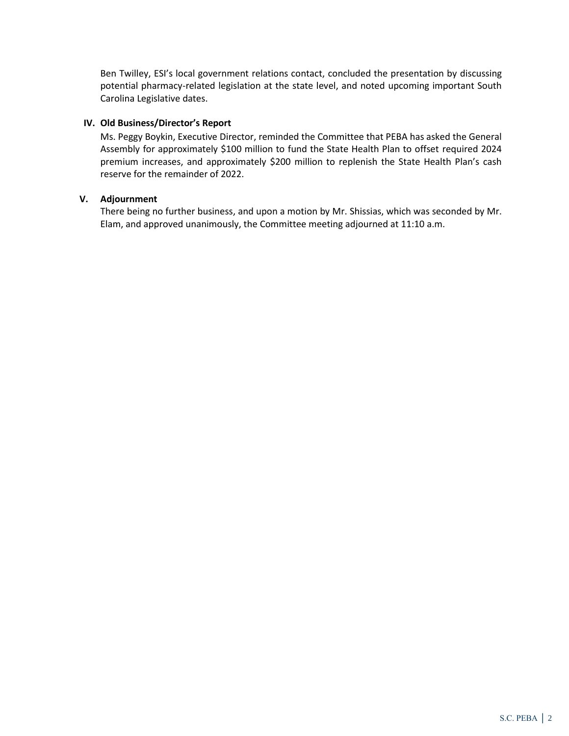Ben Twilley, ESI's local government relations contact, concluded the presentation by discussing potential pharmacy-related legislation at the state level, and noted upcoming important South Carolina Legislative dates.

## IV. Old Business/Director's Report

Ms. Peggy Boykin, Executive Director, reminded the Committee that PEBA has asked the General Assembly for approximately $100 million to fund the State Health Plan to offset required 2024 premium increases, and approximately $200 million to replenish the State Health Plan's cash reserve for the remainder of 2022.

## V. Adjournment

There being no further business, and upon a motion by Mr. Shissias, which was seconded by Mr. Elam, and approved unanimously, the Committee meeting adjourned at 11:10 a.m.